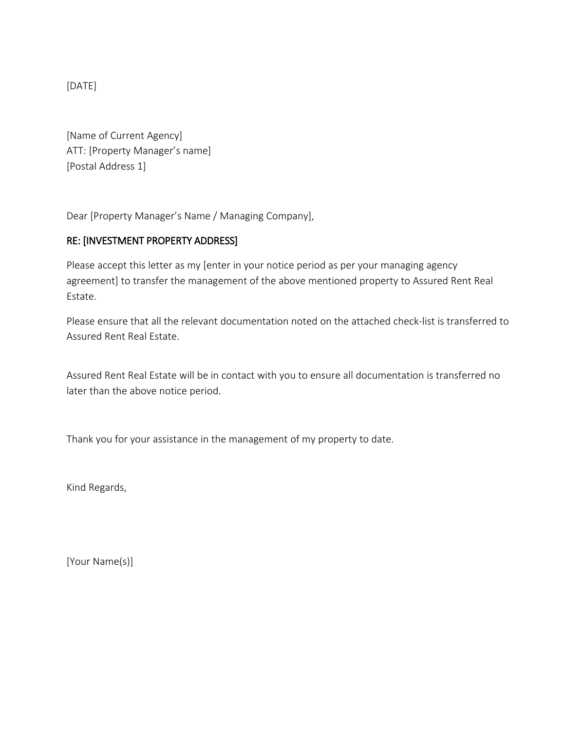[DATE]

[Name of Current Agency]
ATT: [Property Manager's name]
[Postal Address 1]

Dear [Property Manager's Name / Managing Company],

RE: [INVESTMENT PROPERTY ADDRESS]

Please accept this letter as my [enter in your notice period as per your managing agency agreement] to transfer the management of the above mentioned property to Assured Rent Real Estate.

Please ensure that all the relevant documentation noted on the attached check-list is transferred to Assured Rent Real Estate.

Assured Rent Real Estate will be in contact with you to ensure all documentation is transferred no later than the above notice period.

Thank you for your assistance in the management of my property to date.

Kind Regards,

[Your Name(s)]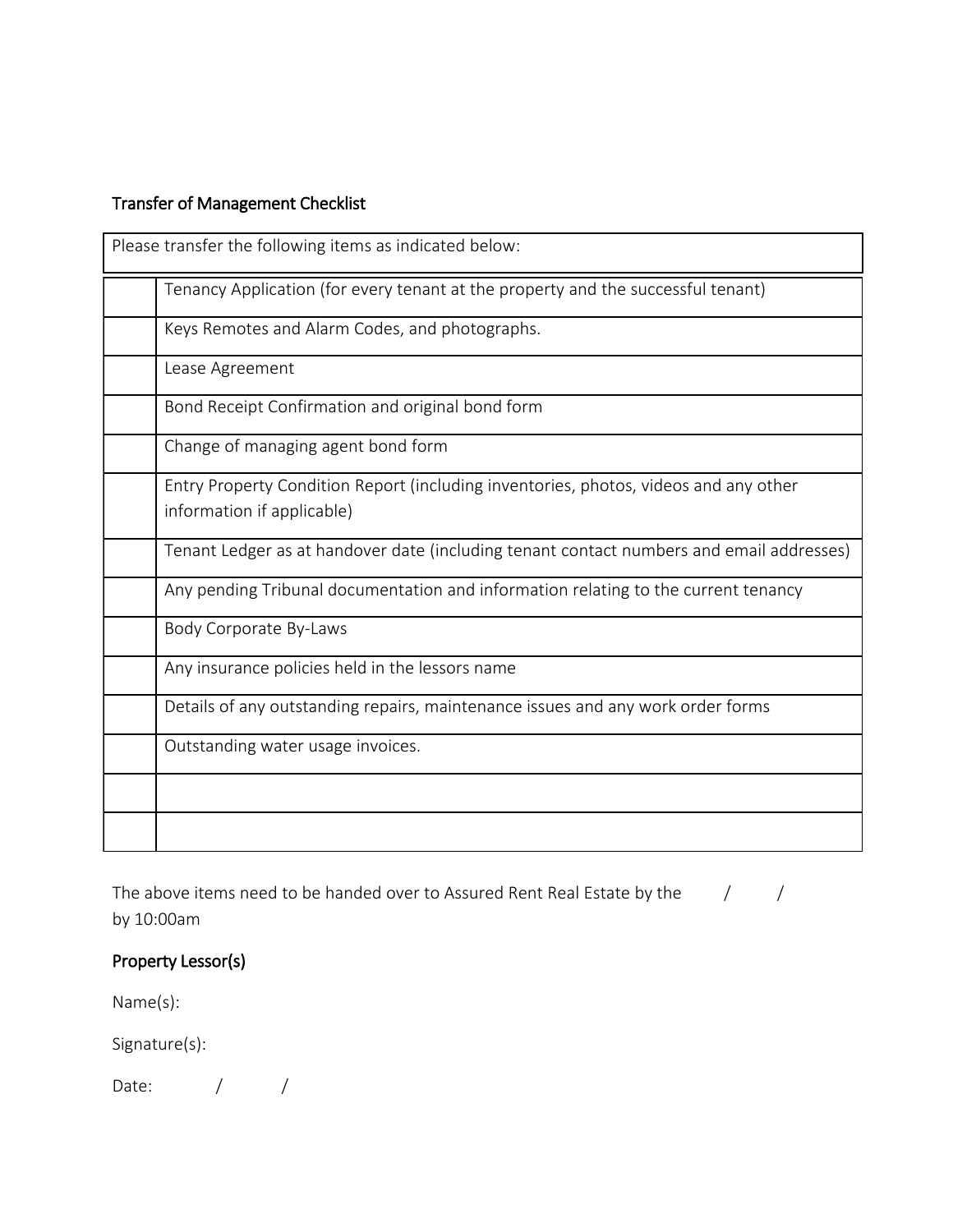## Transfer of Management Checklist

Please transfer the following items as indicated below:

| | |
|---|---|
| | Tenancy Application (for every tenant at the property and the successful tenant) |
| | Keys Remotes and Alarm Codes, and photographs. |
| | Lease Agreement |
| | Bond Receipt Confirmation and original bond form |
| | Change of managing agent bond form |
| | Entry Property Condition Report (including inventories, photos, videos and any other information if applicable) |
| | Tenant Ledger as at handover date (including tenant contact numbers and email addresses) |
| | Any pending Tribunal documentation and information relating to the current tenancy |
| | Body Corporate By-Laws |
| | Any insurance policies held in the lessors name |
| | Details of any outstanding repairs, maintenance issues and any work order forms |
| | Outstanding water usage invoices. |
| | |
| | |

The above items need to be handed over to Assured Rent Real Estate by the / / by 10:00am

### Property Lessor(s)

Name(s):

Signature(s):

Date: / /